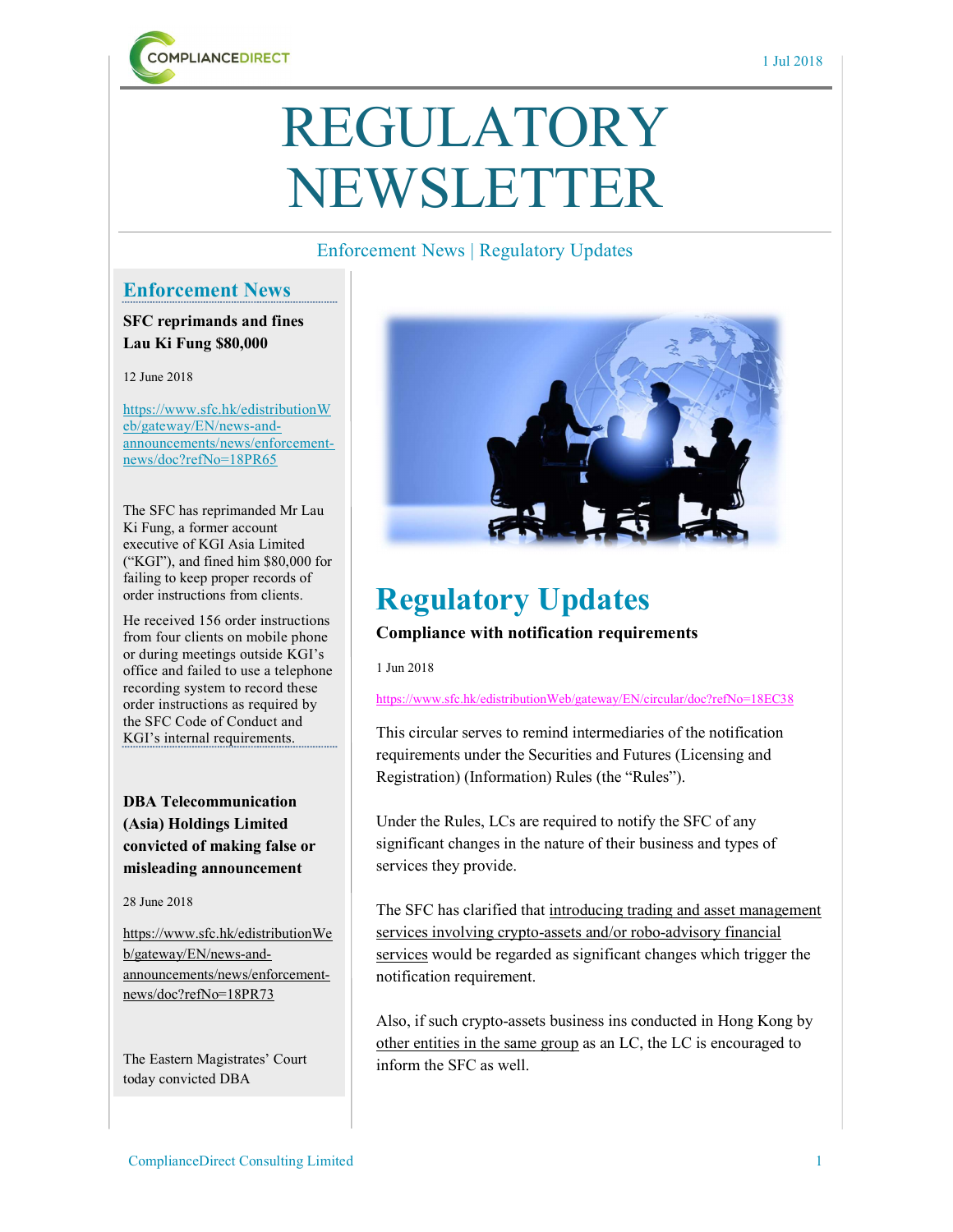# REGULATORY NEWSLETTER

Enforcement News | Regulatory Updates

## Enforcement News

**SFC reprimands and fines Lau Ki Fung $80,000**

12 June 2018

https://www.sfc.hk/edistributionWeb/gateway/EN/news-and-announcements/news/enforcement-news/doc?refNo=18PR65

The SFC has reprimanded Mr Lau Ki Fung, a former account executive of KGI Asia Limited ("KGI"), and fined him $80,000 for failing to keep proper records of order instructions from clients.

He received 156 order instructions from four clients on mobile phone or during meetings outside KGI's office and failed to use a telephone recording system to record these order instructions as required by the SFC Code of Conduct and KGI's internal requirements.

**DBA Telecommunication (Asia) Holdings Limited convicted of making false or misleading announcement**

28 June 2018

https://www.sfc.hk/edistributionWeb/gateway/EN/news-and-announcements/news/enforcement-news/doc?refNo=18PR73

The Eastern Magistrates' Court today convicted DBA

## Regulatory Updates

**Compliance with notification requirements**

1 Jun 2018

https://www.sfc.hk/edistributionWeb/gateway/EN/circular/doc?refNo=18EC38

This circular serves to remind intermediaries of the notification requirements under the Securities and Futures (Licensing and Registration) (Information) Rules (the "Rules").

Under the Rules, LCs are required to notify the SFC of any significant changes in the nature of their business and types of services they provide.

The SFC has clarified that introducing trading and asset management services involving crypto-assets and/or robo-advisory financial services would be regarded as significant changes which trigger the notification requirement.

Also, if such crypto-assets business ins conducted in Hong Kong by other entities in the same group as an LC, the LC is encouraged to inform the SFC as well.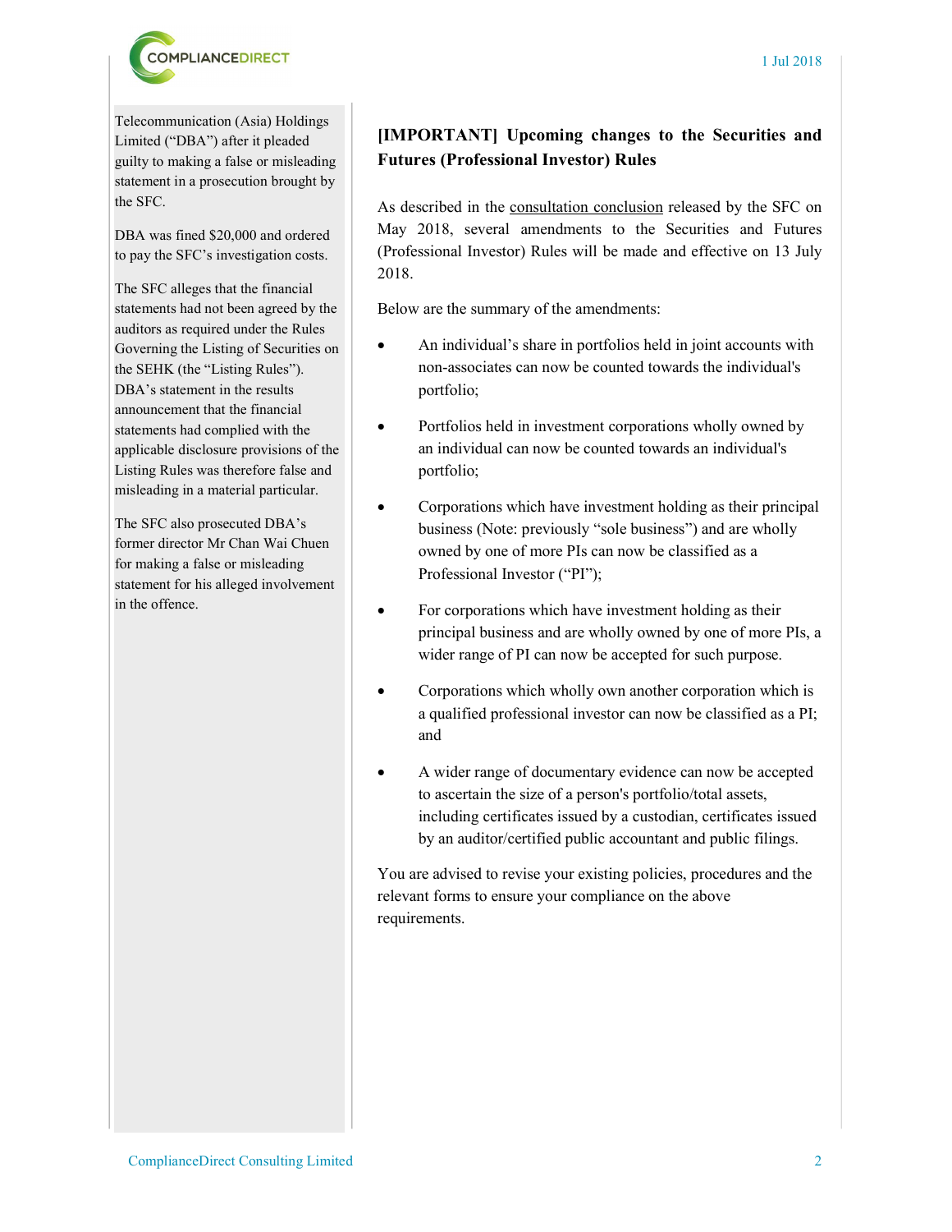Telecommunication (Asia) Holdings Limited ("DBA") after it pleaded guilty to making a false or misleading statement in a prosecution brought by the SFC.

DBA was fined $20,000 and ordered to pay the SFC's investigation costs.

The SFC alleges that the financial statements had not been agreed by the auditors as required under the Rules Governing the Listing of Securities on the SEHK (the "Listing Rules"). DBA's statement in the results announcement that the financial statements had complied with the applicable disclosure provisions of the Listing Rules was therefore false and misleading in a material particular.

The SFC also prosecuted DBA's former director Mr Chan Wai Chuen for making a false or misleading statement for his alleged involvement in the offence.

## [IMPORTANT] Upcoming changes to the Securities and Futures (Professional Investor) Rules

As described in the consultation conclusion released by the SFC on May 2018, several amendments to the Securities and Futures (Professional Investor) Rules will be made and effective on 13 July 2018.

Below are the summary of the amendments:

- An individual's share in portfolios held in joint accounts with non-associates can now be counted towards the individual's portfolio;
- Portfolios held in investment corporations wholly owned by an individual can now be counted towards an individual's portfolio;
- Corporations which have investment holding as their principal business (Note: previously "sole business") and are wholly owned by one of more PIs can now be classified as a Professional Investor ("PI");
- For corporations which have investment holding as their principal business and are wholly owned by one of more PIs, a wider range of PI can now be accepted for such purpose.
- Corporations which wholly own another corporation which is a qualified professional investor can now be classified as a PI; and
- A wider range of documentary evidence can now be accepted to ascertain the size of a person's portfolio/total assets, including certificates issued by a custodian, certificates issued by an auditor/certified public accountant and public filings.

You are advised to revise your existing policies, procedures and the relevant forms to ensure your compliance on the above requirements.